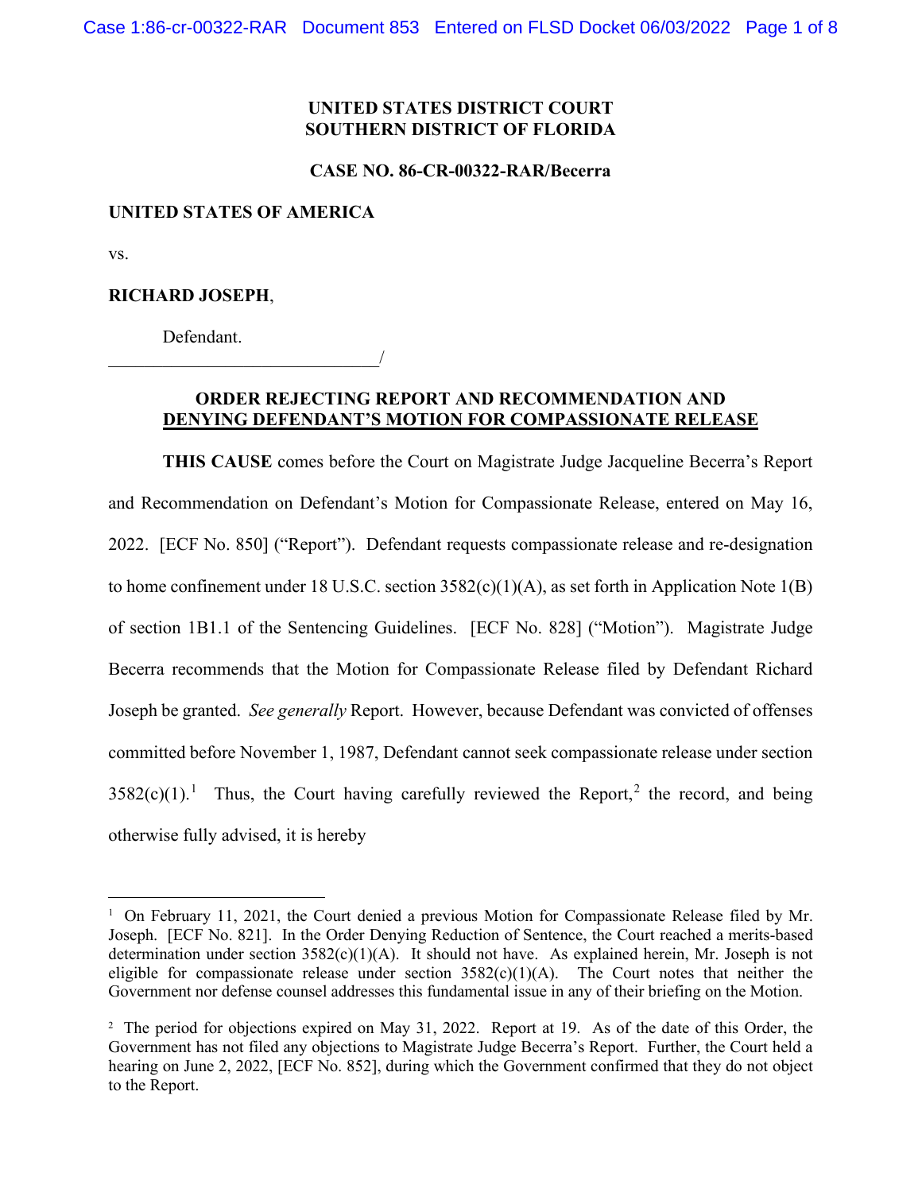**UNITED STATES DISTRICT COURT**
**SOUTHERN DISTRICT OF FLORIDA**

**CASE NO. 86-CR-00322-RAR/Becerra**

**UNITED STATES OF AMERICA**

vs.

**RICHARD JOSEPH**,

Defendant.
_______________________________/

**ORDER REJECTING REPORT AND RECOMMENDATION AND**
**DENYING DEFENDANT'S MOTION FOR COMPASSIONATE RELEASE**

**THIS CAUSE** comes before the Court on Magistrate Judge Jacqueline Becerra's Report and Recommendation on Defendant's Motion for Compassionate Release, entered on May 16, 2022. [ECF No. 850] ("Report"). Defendant requests compassionate release and re-designation to home confinement under 18 U.S.C. section 3582(c)(1)(A), as set forth in Application Note 1(B) of section 1B1.1 of the Sentencing Guidelines. [ECF No. 828] ("Motion"). Magistrate Judge Becerra recommends that the Motion for Compassionate Release filed by Defendant Richard Joseph be granted. *See generally* Report. However, because Defendant was convicted of offenses committed before November 1, 1987, Defendant cannot seek compassionate release under section 3582(c)(1).[1] Thus, the Court having carefully reviewed the Report,[2] the record, and being otherwise fully advised, it is hereby

---

[1] On February 11, 2021, the Court denied a previous Motion for Compassionate Release filed by Mr. Joseph. [ECF No. 821]. In the Order Denying Reduction of Sentence, the Court reached a merits-based determination under section 3582(c)(1)(A). It should not have. As explained herein, Mr. Joseph is not eligible for compassionate release under section 3582(c)(1)(A). The Court notes that neither the Government nor defense counsel addresses this fundamental issue in any of their briefing on the Motion.

[2] The period for objections expired on May 31, 2022. Report at 19. As of the date of this Order, the Government has not filed any objections to Magistrate Judge Becerra's Report. Further, the Court held a hearing on June 2, 2022, [ECF No. 852], during which the Government confirmed that they do not object to the Report.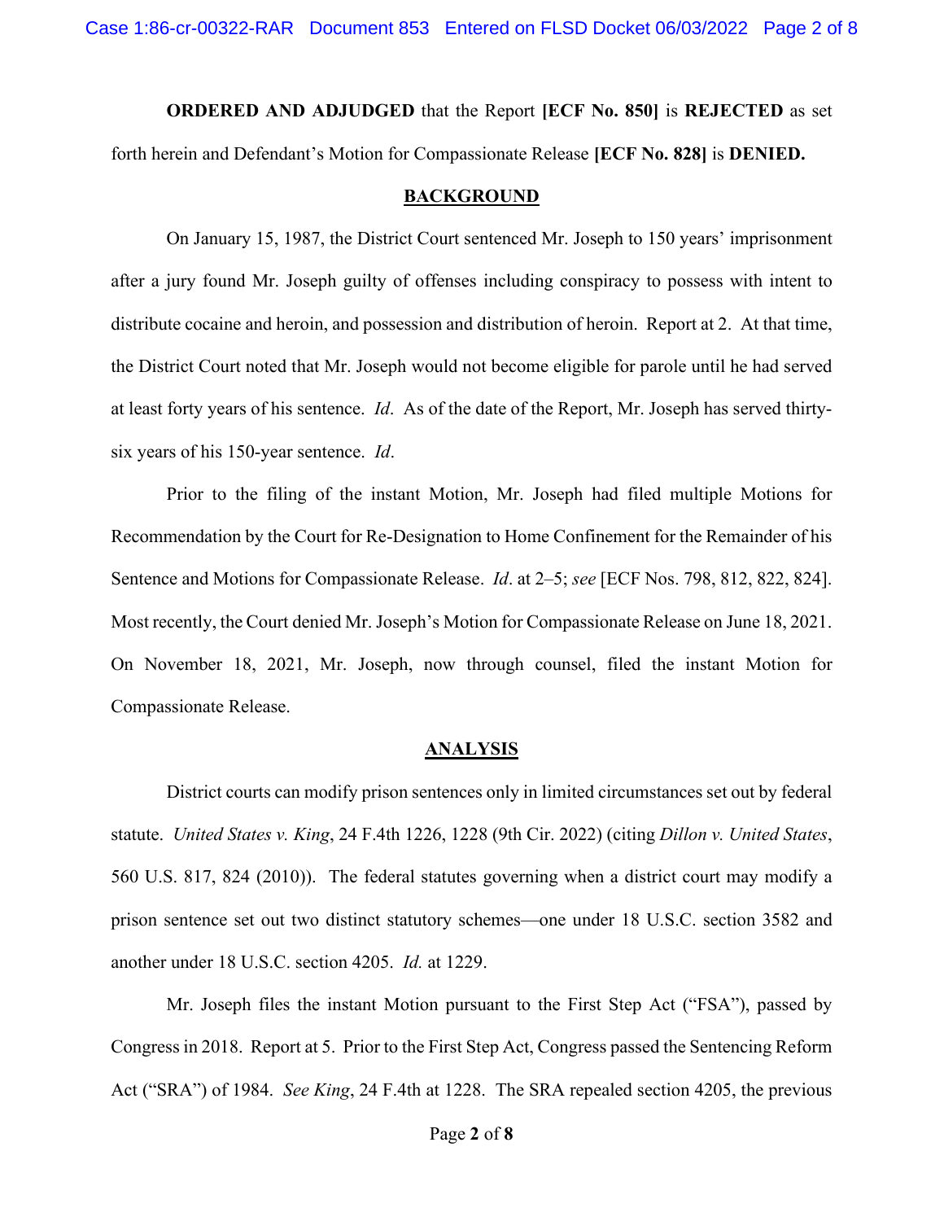**ORDERED AND ADJUDGED** that the Report **[ECF No. 850]** is **REJECTED** as set forth herein and Defendant's Motion for Compassionate Release **[ECF No. 828]** is **DENIED.**

## BACKGROUND

On January 15, 1987, the District Court sentenced Mr. Joseph to 150 years' imprisonment after a jury found Mr. Joseph guilty of offenses including conspiracy to possess with intent to distribute cocaine and heroin, and possession and distribution of heroin. Report at 2. At that time, the District Court noted that Mr. Joseph would not become eligible for parole until he had served at least forty years of his sentence. *Id*. As of the date of the Report, Mr. Joseph has served thirty-six years of his 150-year sentence. *Id*.

Prior to the filing of the instant Motion, Mr. Joseph had filed multiple Motions for Recommendation by the Court for Re-Designation to Home Confinement for the Remainder of his Sentence and Motions for Compassionate Release. *Id*. at 2–5; *see* [ECF Nos. 798, 812, 822, 824]. Most recently, the Court denied Mr. Joseph's Motion for Compassionate Release on June 18, 2021. On November 18, 2021, Mr. Joseph, now through counsel, filed the instant Motion for Compassionate Release.

## ANALYSIS

District courts can modify prison sentences only in limited circumstances set out by federal statute. *United States v. King*, 24 F.4th 1226, 1228 (9th Cir. 2022) (citing *Dillon v. United States*, 560 U.S. 817, 824 (2010)). The federal statutes governing when a district court may modify a prison sentence set out two distinct statutory schemes—one under 18 U.S.C. section 3582 and another under 18 U.S.C. section 4205. *Id.* at 1229.

Mr. Joseph files the instant Motion pursuant to the First Step Act ("FSA"), passed by Congress in 2018. Report at 5. Prior to the First Step Act, Congress passed the Sentencing Reform Act ("SRA") of 1984. *See King*, 24 F.4th at 1228. The SRA repealed section 4205, the previous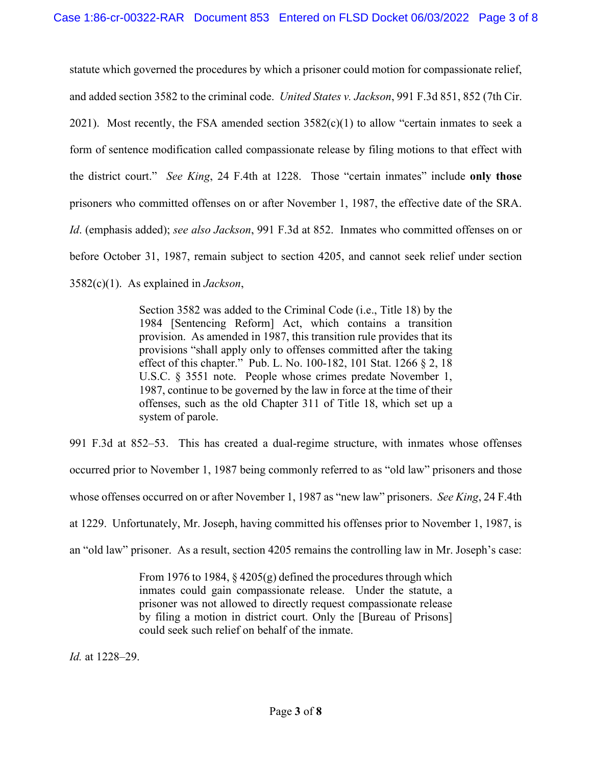statute which governed the procedures by which a prisoner could motion for compassionate relief, and added section 3582 to the criminal code. *United States v. Jackson*, 991 F.3d 851, 852 (7th Cir. 2021). Most recently, the FSA amended section 3582(c)(1) to allow "certain inmates to seek a form of sentence modification called compassionate release by filing motions to that effect with the district court." *See King*, 24 F.4th at 1228. Those "certain inmates" include **only those** prisoners who committed offenses on or after November 1, 1987, the effective date of the SRA. *Id*. (emphasis added); *see also Jackson*, 991 F.3d at 852. Inmates who committed offenses on or before October 31, 1987, remain subject to section 4205, and cannot seek relief under section 3582(c)(1). As explained in *Jackson*,

> Section 3582 was added to the Criminal Code (i.e., Title 18) by the 1984 [Sentencing Reform] Act, which contains a transition provision. As amended in 1987, this transition rule provides that its provisions "shall apply only to offenses committed after the taking effect of this chapter." Pub. L. No. 100-182, 101 Stat. 1266 § 2, 18 U.S.C. § 3551 note. People whose crimes predate November 1, 1987, continue to be governed by the law in force at the time of their offenses, such as the old Chapter 311 of Title 18, which set up a system of parole.

991 F.3d at 852–53. This has created a dual-regime structure, with inmates whose offenses occurred prior to November 1, 1987 being commonly referred to as "old law" prisoners and those whose offenses occurred on or after November 1, 1987 as "new law" prisoners. *See King*, 24 F.4th at 1229. Unfortunately, Mr. Joseph, having committed his offenses prior to November 1, 1987, is an "old law" prisoner. As a result, section 4205 remains the controlling law in Mr. Joseph's case:

> From 1976 to 1984, § 4205(g) defined the procedures through which inmates could gain compassionate release. Under the statute, a prisoner was not allowed to directly request compassionate release by filing a motion in district court. Only the [Bureau of Prisons] could seek such relief on behalf of the inmate.

*Id.* at 1228–29.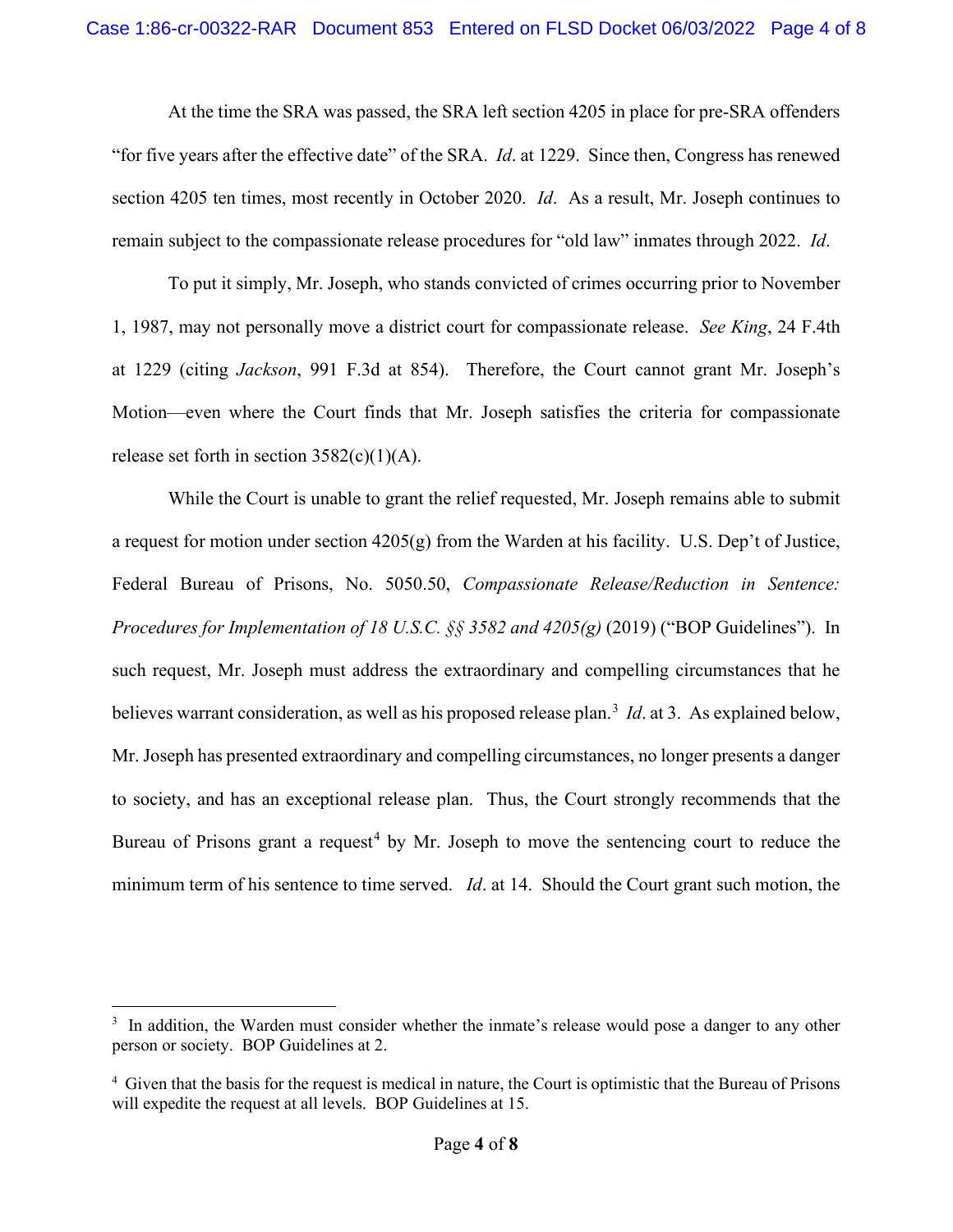At the time the SRA was passed, the SRA left section 4205 in place for pre-SRA offenders "for five years after the effective date" of the SRA. *Id*. at 1229. Since then, Congress has renewed section 4205 ten times, most recently in October 2020. *Id*. As a result, Mr. Joseph continues to remain subject to the compassionate release procedures for "old law" inmates through 2022. *Id*.

To put it simply, Mr. Joseph, who stands convicted of crimes occurring prior to November 1, 1987, may not personally move a district court for compassionate release. *See King*, 24 F.4th at 1229 (citing *Jackson*, 991 F.3d at 854). Therefore, the Court cannot grant Mr. Joseph's Motion—even where the Court finds that Mr. Joseph satisfies the criteria for compassionate release set forth in section 3582(c)(1)(A).

While the Court is unable to grant the relief requested, Mr. Joseph remains able to submit a request for motion under section 4205(g) from the Warden at his facility. U.S. Dep't of Justice, Federal Bureau of Prisons, No. 5050.50, *Compassionate Release/Reduction in Sentence: Procedures for Implementation of 18 U.S.C. §§ 3582 and 4205(g)* (2019) ("BOP Guidelines"). In such request, Mr. Joseph must address the extraordinary and compelling circumstances that he believes warrant consideration, as well as his proposed release plan.[3] *Id*. at 3. As explained below, Mr. Joseph has presented extraordinary and compelling circumstances, no longer presents a danger to society, and has an exceptional release plan. Thus, the Court strongly recommends that the Bureau of Prisons grant a request[4] by Mr. Joseph to move the sentencing court to reduce the minimum term of his sentence to time served. *Id*. at 14. Should the Court grant such motion, the

---

[3] In addition, the Warden must consider whether the inmate's release would pose a danger to any other person or society. BOP Guidelines at 2.

[4] Given that the basis for the request is medical in nature, the Court is optimistic that the Bureau of Prisons will expedite the request at all levels. BOP Guidelines at 15.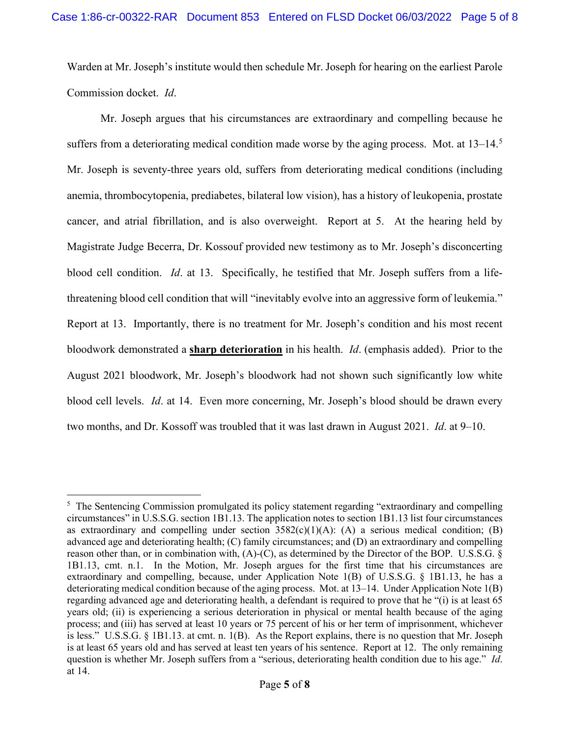Warden at Mr. Joseph's institute would then schedule Mr. Joseph for hearing on the earliest Parole Commission docket. *Id*.

Mr. Joseph argues that his circumstances are extraordinary and compelling because he suffers from a deteriorating medical condition made worse by the aging process. Mot. at 13–14.[5] Mr. Joseph is seventy-three years old, suffers from deteriorating medical conditions (including anemia, thrombocytopenia, prediabetes, bilateral low vision), has a history of leukopenia, prostate cancer, and atrial fibrillation, and is also overweight. Report at 5. At the hearing held by Magistrate Judge Becerra, Dr. Kossouf provided new testimony as to Mr. Joseph's disconcerting blood cell condition. *Id*. at 13. Specifically, he testified that Mr. Joseph suffers from a life-threatening blood cell condition that will "inevitably evolve into an aggressive form of leukemia." Report at 13. Importantly, there is no treatment for Mr. Joseph's condition and his most recent bloodwork demonstrated a **<u>sharp deterioration</u>** in his health. *Id*. (emphasis added). Prior to the August 2021 bloodwork, Mr. Joseph's bloodwork had not shown such significantly low white blood cell levels. *Id*. at 14. Even more concerning, Mr. Joseph's blood should be drawn every two months, and Dr. Kossoff was troubled that it was last drawn in August 2021. *Id*. at 9–10.

---

[5] The Sentencing Commission promulgated its policy statement regarding "extraordinary and compelling circumstances" in U.S.S.G. section 1B1.13. The application notes to section 1B1.13 list four circumstances as extraordinary and compelling under section 3582(c)(1)(A): (A) a serious medical condition; (B) advanced age and deteriorating health; (C) family circumstances; and (D) an extraordinary and compelling reason other than, or in combination with, (A)-(C), as determined by the Director of the BOP. U.S.S.G. § 1B1.13, cmt. n.1. In the Motion, Mr. Joseph argues for the first time that his circumstances are extraordinary and compelling, because, under Application Note 1(B) of U.S.S.G. § 1B1.13, he has a deteriorating medical condition because of the aging process. Mot. at 13–14. Under Application Note 1(B) regarding advanced age and deteriorating health, a defendant is required to prove that he "(i) is at least 65 years old; (ii) is experiencing a serious deterioration in physical or mental health because of the aging process; and (iii) has served at least 10 years or 75 percent of his or her term of imprisonment, whichever is less." U.S.S.G. § 1B1.13. at cmt. n. 1(B). As the Report explains, there is no question that Mr. Joseph is at least 65 years old and has served at least ten years of his sentence. Report at 12. The only remaining question is whether Mr. Joseph suffers from a "serious, deteriorating health condition due to his age." *Id*. at 14.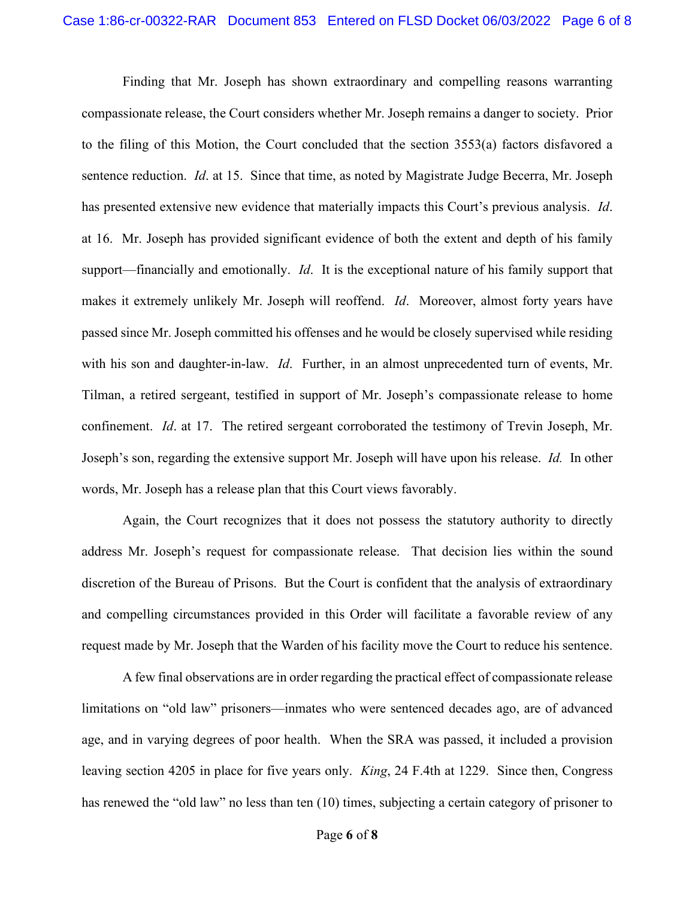Finding that Mr. Joseph has shown extraordinary and compelling reasons warranting compassionate release, the Court considers whether Mr. Joseph remains a danger to society. Prior to the filing of this Motion, the Court concluded that the section 3553(a) factors disfavored a sentence reduction. *Id*. at 15. Since that time, as noted by Magistrate Judge Becerra, Mr. Joseph has presented extensive new evidence that materially impacts this Court's previous analysis. *Id*. at 16. Mr. Joseph has provided significant evidence of both the extent and depth of his family support—financially and emotionally. *Id*. It is the exceptional nature of his family support that makes it extremely unlikely Mr. Joseph will reoffend. *Id*. Moreover, almost forty years have passed since Mr. Joseph committed his offenses and he would be closely supervised while residing with his son and daughter-in-law. *Id*. Further, in an almost unprecedented turn of events, Mr. Tilman, a retired sergeant, testified in support of Mr. Joseph's compassionate release to home confinement. *Id*. at 17. The retired sergeant corroborated the testimony of Trevin Joseph, Mr. Joseph's son, regarding the extensive support Mr. Joseph will have upon his release. *Id.* In other words, Mr. Joseph has a release plan that this Court views favorably.

Again, the Court recognizes that it does not possess the statutory authority to directly address Mr. Joseph's request for compassionate release. That decision lies within the sound discretion of the Bureau of Prisons. But the Court is confident that the analysis of extraordinary and compelling circumstances provided in this Order will facilitate a favorable review of any request made by Mr. Joseph that the Warden of his facility move the Court to reduce his sentence.

A few final observations are in order regarding the practical effect of compassionate release limitations on "old law" prisoners—inmates who were sentenced decades ago, are of advanced age, and in varying degrees of poor health. When the SRA was passed, it included a provision leaving section 4205 in place for five years only. *King*, 24 F.4th at 1229. Since then, Congress has renewed the "old law" no less than ten (10) times, subjecting a certain category of prisoner to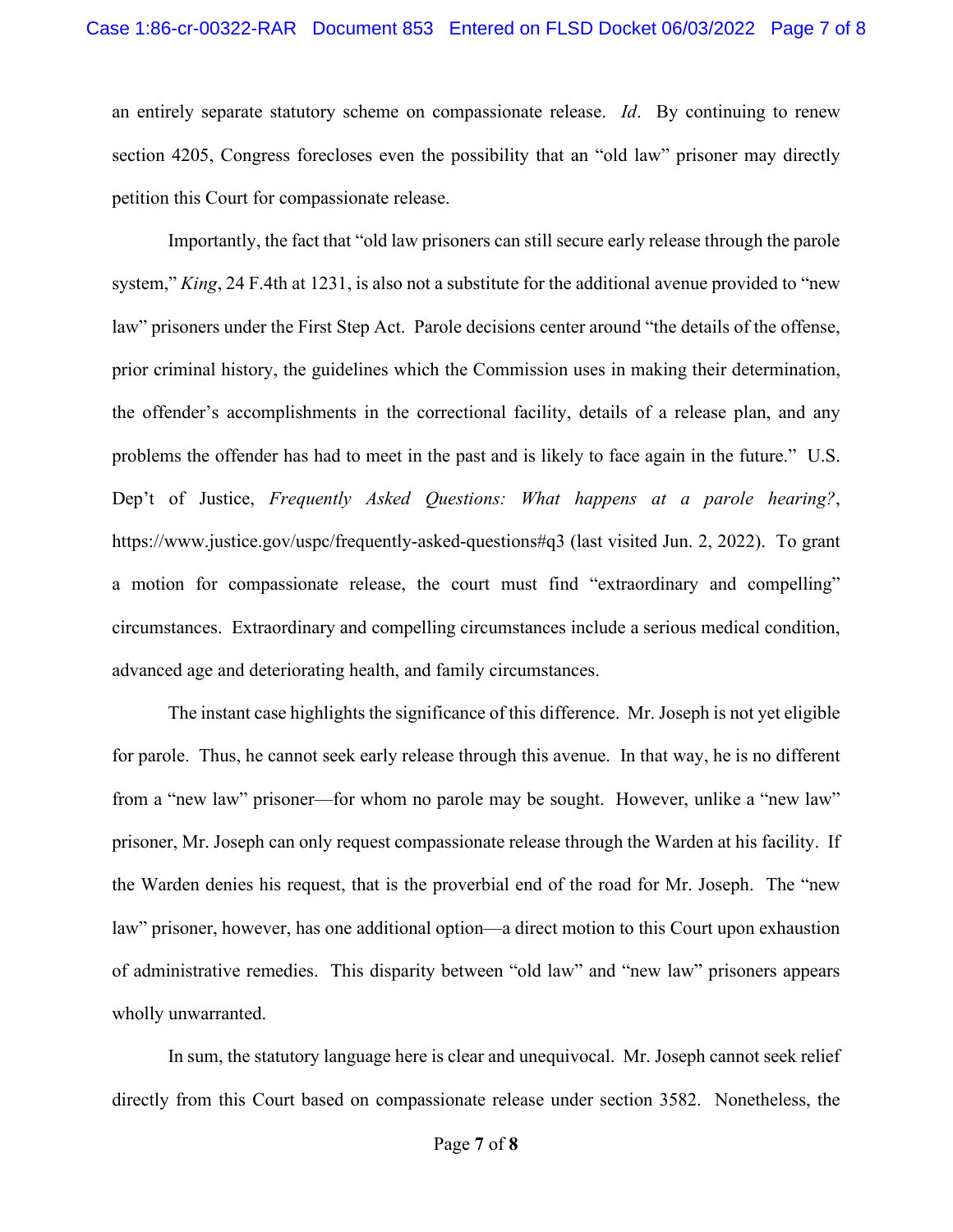an entirely separate statutory scheme on compassionate release. *Id*. By continuing to renew section 4205, Congress forecloses even the possibility that an "old law" prisoner may directly petition this Court for compassionate release.

Importantly, the fact that "old law prisoners can still secure early release through the parole system," *King*, 24 F.4th at 1231, is also not a substitute for the additional avenue provided to "new law" prisoners under the First Step Act. Parole decisions center around "the details of the offense, prior criminal history, the guidelines which the Commission uses in making their determination, the offender's accomplishments in the correctional facility, details of a release plan, and any problems the offender has had to meet in the past and is likely to face again in the future." U.S. Dep't of Justice, *Frequently Asked Questions: What happens at a parole hearing?*, https://www.justice.gov/uspc/frequently-asked-questions#q3 (last visited Jun. 2, 2022). To grant a motion for compassionate release, the court must find "extraordinary and compelling" circumstances. Extraordinary and compelling circumstances include a serious medical condition, advanced age and deteriorating health, and family circumstances.

The instant case highlights the significance of this difference. Mr. Joseph is not yet eligible for parole. Thus, he cannot seek early release through this avenue. In that way, he is no different from a "new law" prisoner—for whom no parole may be sought. However, unlike a "new law" prisoner, Mr. Joseph can only request compassionate release through the Warden at his facility. If the Warden denies his request, that is the proverbial end of the road for Mr. Joseph. The "new law" prisoner, however, has one additional option—a direct motion to this Court upon exhaustion of administrative remedies. This disparity between "old law" and "new law" prisoners appears wholly unwarranted.

In sum, the statutory language here is clear and unequivocal. Mr. Joseph cannot seek relief directly from this Court based on compassionate release under section 3582. Nonetheless, the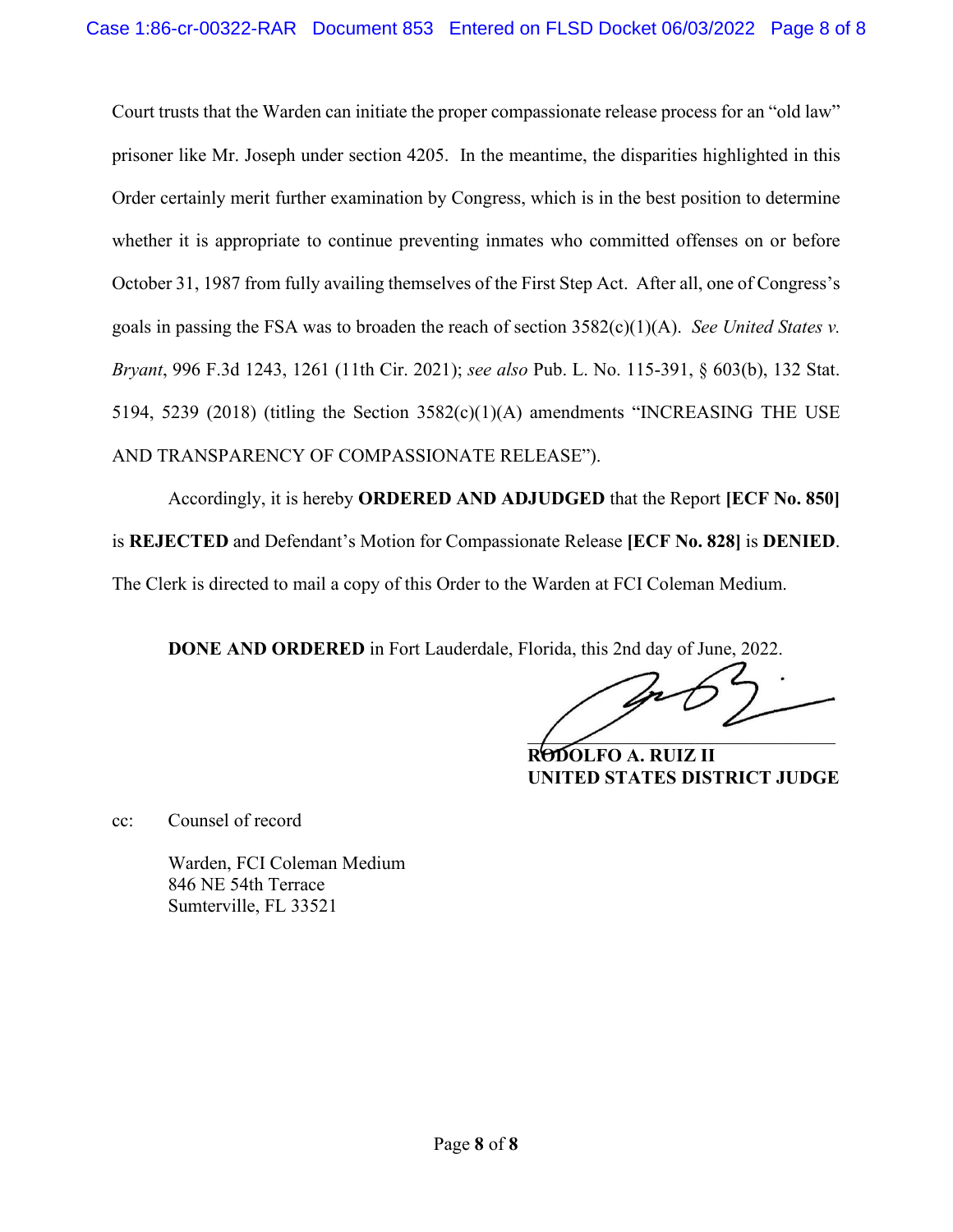Court trusts that the Warden can initiate the proper compassionate release process for an "old law" prisoner like Mr. Joseph under section 4205. In the meantime, the disparities highlighted in this Order certainly merit further examination by Congress, which is in the best position to determine whether it is appropriate to continue preventing inmates who committed offenses on or before October 31, 1987 from fully availing themselves of the First Step Act. After all, one of Congress's goals in passing the FSA was to broaden the reach of section 3582(c)(1)(A). *See United States v. Bryant*, 996 F.3d 1243, 1261 (11th Cir. 2021); *see also* Pub. L. No. 115-391, § 603(b), 132 Stat. 5194, 5239 (2018) (titling the Section 3582(c)(1)(A) amendments "INCREASING THE USE AND TRANSPARENCY OF COMPASSIONATE RELEASE").

Accordingly, it is hereby **ORDERED AND ADJUDGED** that the Report **[ECF No. 850]** is **REJECTED** and Defendant's Motion for Compassionate Release **[ECF No. 828]** is **DENIED**. The Clerk is directed to mail a copy of this Order to the Warden at FCI Coleman Medium.

**DONE AND ORDERED** in Fort Lauderdale, Florida, this 2nd day of June, 2022.

**RODOLFO A. RUIZ II**
**UNITED STATES DISTRICT JUDGE**

cc: Counsel of record

Warden, FCI Coleman Medium
846 NE 54th Terrace
Sumterville, FL 33521